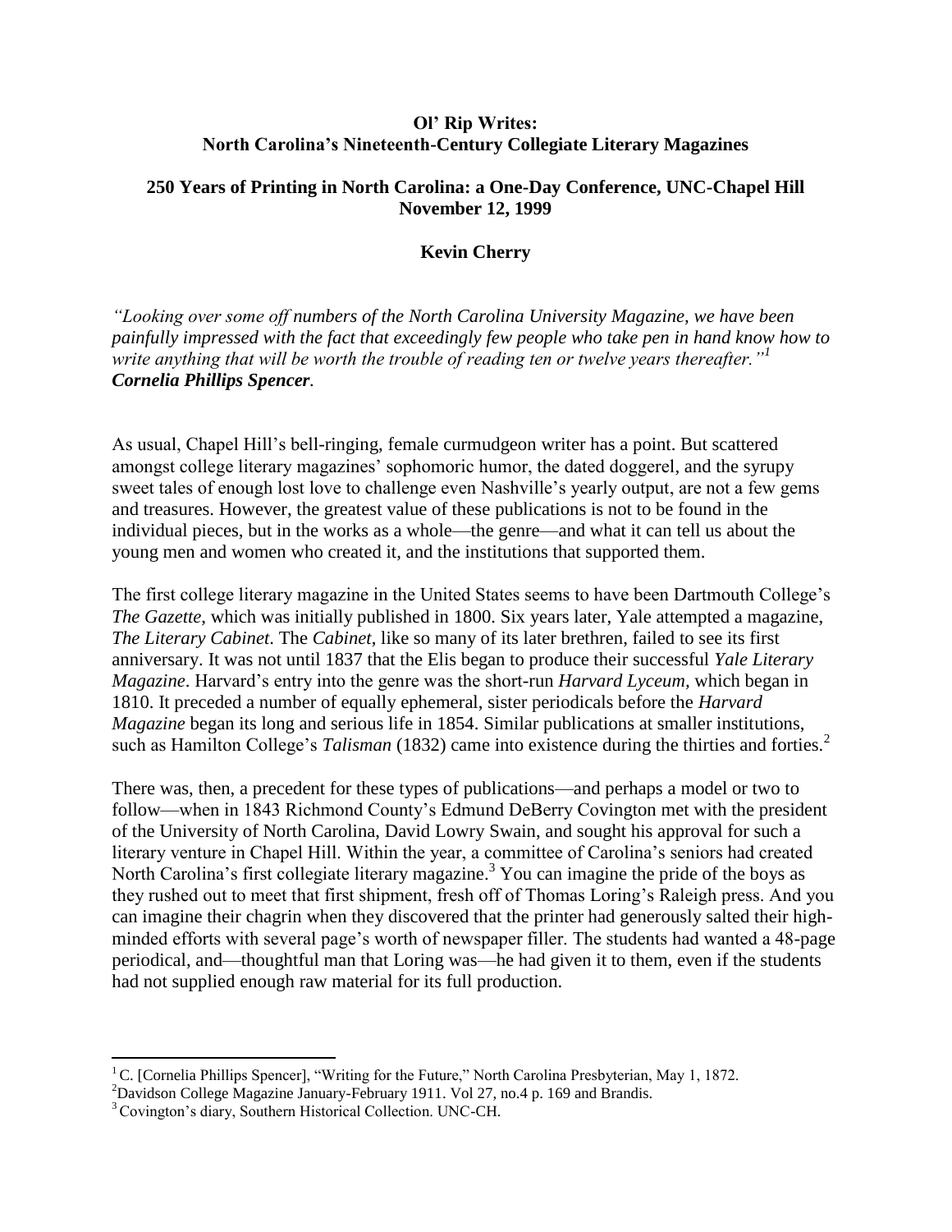# Ol' Rip Writes:
# North Carolina's Nineteenth-Century Collegiate Literary Magazines

## 250 Years of Printing in North Carolina: a One-Day Conference, UNC-Chapel Hill November 12, 1999

### Kevin Cherry

*"Looking over some off numbers of the North Carolina University Magazine, we have been painfully impressed with the fact that exceedingly few people who take pen in hand know how to write anything that will be worth the trouble of reading ten or twelve years thereafter."*[1] ***Cornelia Phillips Spencer.***

As usual, Chapel Hill's bell-ringing, female curmudgeon writer has a point. But scattered amongst college literary magazines' sophomoric humor, the dated doggerel, and the syrupy sweet tales of enough lost love to challenge even Nashville's yearly output, are not a few gems and treasures. However, the greatest value of these publications is not to be found in the individual pieces, but in the works as a whole—the genre—and what it can tell us about the young men and women who created it, and the institutions that supported them.

The first college literary magazine in the United States seems to have been Dartmouth College's *The Gazette,* which was initially published in 1800. Six years later, Yale attempted a magazine, *The Literary Cabinet*. The *Cabinet*, like so many of its later brethren, failed to see its first anniversary. It was not until 1837 that the Elis began to produce their successful *Yale Literary Magazine*. Harvard's entry into the genre was the short-run *Harvard Lyceum,* which began in 1810. It preceded a number of equally ephemeral, sister periodicals before the *Harvard Magazine* began its long and serious life in 1854. Similar publications at smaller institutions, such as Hamilton College's *Talisman* (1832) came into existence during the thirties and forties.[2]

There was, then, a precedent for these types of publications—and perhaps a model or two to follow—when in 1843 Richmond County's Edmund DeBerry Covington met with the president of the University of North Carolina, David Lowry Swain, and sought his approval for such a literary venture in Chapel Hill. Within the year, a committee of Carolina's seniors had created North Carolina's first collegiate literary magazine.[3] You can imagine the pride of the boys as they rushed out to meet that first shipment, fresh off of Thomas Loring's Raleigh press. And you can imagine their chagrin when they discovered that the printer had generously salted their high-minded efforts with several page's worth of newspaper filler. The students had wanted a 48-page periodical, and—thoughtful man that Loring was—he had given it to them, even if the students had not supplied enough raw material for its full production.

---

[1] C. [Cornelia Phillips Spencer], "Writing for the Future," North Carolina Presbyterian, May 1, 1872.

[2] Davidson College Magazine January-February 1911. Vol 27, no.4 p. 169 and Brandis.

[3] Covington's diary, Southern Historical Collection. UNC-CH.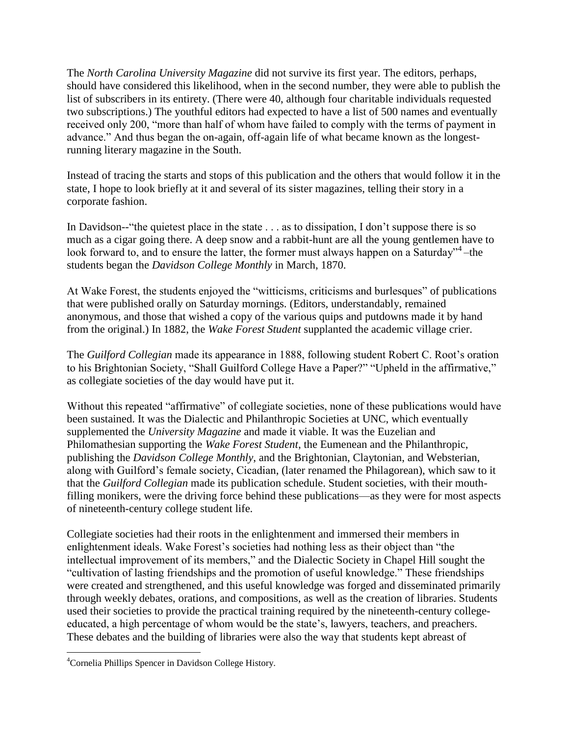The *North Carolina University Magazine* did not survive its first year. The editors, perhaps, should have considered this likelihood, when in the second number, they were able to publish the list of subscribers in its entirety. (There were 40, although four charitable individuals requested two subscriptions.) The youthful editors had expected to have a list of 500 names and eventually received only 200, "more than half of whom have failed to comply with the terms of payment in advance." And thus began the on-again, off-again life of what became known as the longest-running literary magazine in the South.

Instead of tracing the starts and stops of this publication and the others that would follow it in the state, I hope to look briefly at it and several of its sister magazines, telling their story in a corporate fashion.

In Davidson--"the quietest place in the state . . . as to dissipation, I don't suppose there is so much as a cigar going there. A deep snow and a rabbit-hunt are all the young gentlemen have to look forward to, and to ensure the latter, the former must always happen on a Saturday"[4] –the students began the *Davidson College Monthly* in March, 1870.

At Wake Forest, the students enjoyed the "witticisms, criticisms and burlesques" of publications that were published orally on Saturday mornings. (Editors, understandably, remained anonymous, and those that wished a copy of the various quips and putdowns made it by hand from the original.) In 1882, the *Wake Forest Student* supplanted the academic village crier.

The *Guilford Collegian* made its appearance in 1888, following student Robert C. Root's oration to his Brightonian Society, "Shall Guilford College Have a Paper?" "Upheld in the affirmative," as collegiate societies of the day would have put it.

Without this repeated "affirmative" of collegiate societies, none of these publications would have been sustained. It was the Dialectic and Philanthropic Societies at UNC, which eventually supplemented the *University Magazine* and made it viable. It was the Euzelian and Philomathesian supporting the *Wake Forest Student*, the Eumenean and the Philanthropic, publishing the *Davidson College Monthly*, and the Brightonian, Claytonian, and Websterian, along with Guilford's female society, Cicadian, (later renamed the Philagorean), which saw to it that the *Guilford Collegian* made its publication schedule. Student societies, with their mouth-filling monikers, were the driving force behind these publications—as they were for most aspects of nineteenth-century college student life.

Collegiate societies had their roots in the enlightenment and immersed their members in enlightenment ideals. Wake Forest's societies had nothing less as their object than "the intellectual improvement of its members," and the Dialectic Society in Chapel Hill sought the "cultivation of lasting friendships and the promotion of useful knowledge." These friendships were created and strengthened, and this useful knowledge was forged and disseminated primarily through weekly debates, orations, and compositions, as well as the creation of libraries. Students used their societies to provide the practical training required by the nineteenth-century college-educated, a high percentage of whom would be the state's, lawyers, teachers, and preachers. These debates and the building of libraries were also the way that students kept abreast of

---

[4] Cornelia Phillips Spencer in Davidson College History.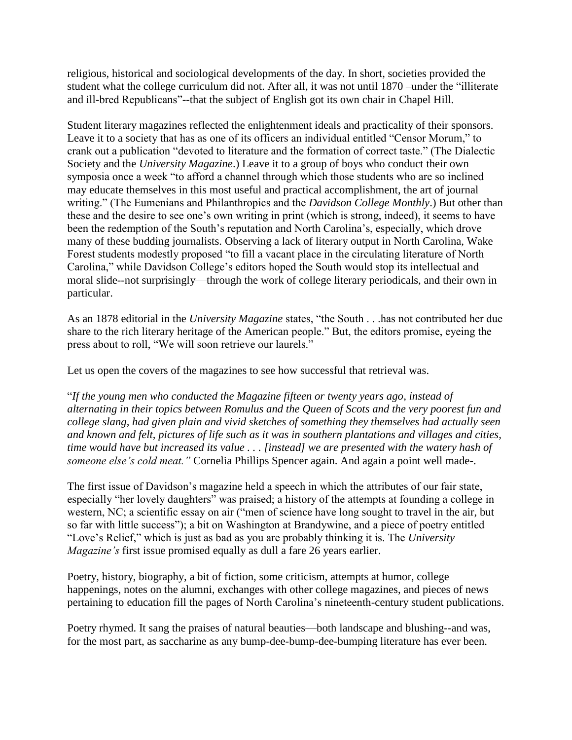religious, historical and sociological developments of the day. In short, societies provided the student what the college curriculum did not. After all, it was not until 1870 –under the "illiterate and ill-bred Republicans"--that the subject of English got its own chair in Chapel Hill.

Student literary magazines reflected the enlightenment ideals and practicality of their sponsors. Leave it to a society that has as one of its officers an individual entitled "Censor Morum," to crank out a publication "devoted to literature and the formation of correct taste." (The Dialectic Society and the *University Magazine*.) Leave it to a group of boys who conduct their own symposia once a week "to afford a channel through which those students who are so inclined may educate themselves in this most useful and practical accomplishment, the art of journal writing." (The Eumenians and Philanthropics and the *Davidson College Monthly*.) But other than these and the desire to see one's own writing in print (which is strong, indeed), it seems to have been the redemption of the South's reputation and North Carolina's, especially, which drove many of these budding journalists. Observing a lack of literary output in North Carolina, Wake Forest students modestly proposed "to fill a vacant place in the circulating literature of North Carolina," while Davidson College's editors hoped the South would stop its intellectual and moral slide--not surprisingly—through the work of college literary periodicals, and their own in particular.

As an 1878 editorial in the *University Magazine* states, "the South . . .has not contributed her due share to the rich literary heritage of the American people." But, the editors promise, eyeing the press about to roll, "We will soon retrieve our laurels."

Let us open the covers of the magazines to see how successful that retrieval was.

"*If the young men who conducted the Magazine fifteen or twenty years ago, instead of alternating in their topics between Romulus and the Queen of Scots and the very poorest fun and college slang, had given plain and vivid sketches of something they themselves had actually seen and known and felt, pictures of life such as it was in southern plantations and villages and cities, time would have but increased its value . . . [instead] we are presented with the watery hash of someone else's cold meat."* Cornelia Phillips Spencer again. And again a point well made-.

The first issue of Davidson's magazine held a speech in which the attributes of our fair state, especially "her lovely daughters" was praised; a history of the attempts at founding a college in western, NC; a scientific essay on air ("men of science have long sought to travel in the air, but so far with little success"); a bit on Washington at Brandywine, and a piece of poetry entitled "Love's Relief," which is just as bad as you are probably thinking it is. The *University Magazine's* first issue promised equally as dull a fare 26 years earlier.

Poetry, history, biography, a bit of fiction, some criticism, attempts at humor, college happenings, notes on the alumni, exchanges with other college magazines, and pieces of news pertaining to education fill the pages of North Carolina's nineteenth-century student publications.

Poetry rhymed. It sang the praises of natural beauties—both landscape and blushing--and was, for the most part, as saccharine as any bump-dee-bump-dee-bumping literature has ever been.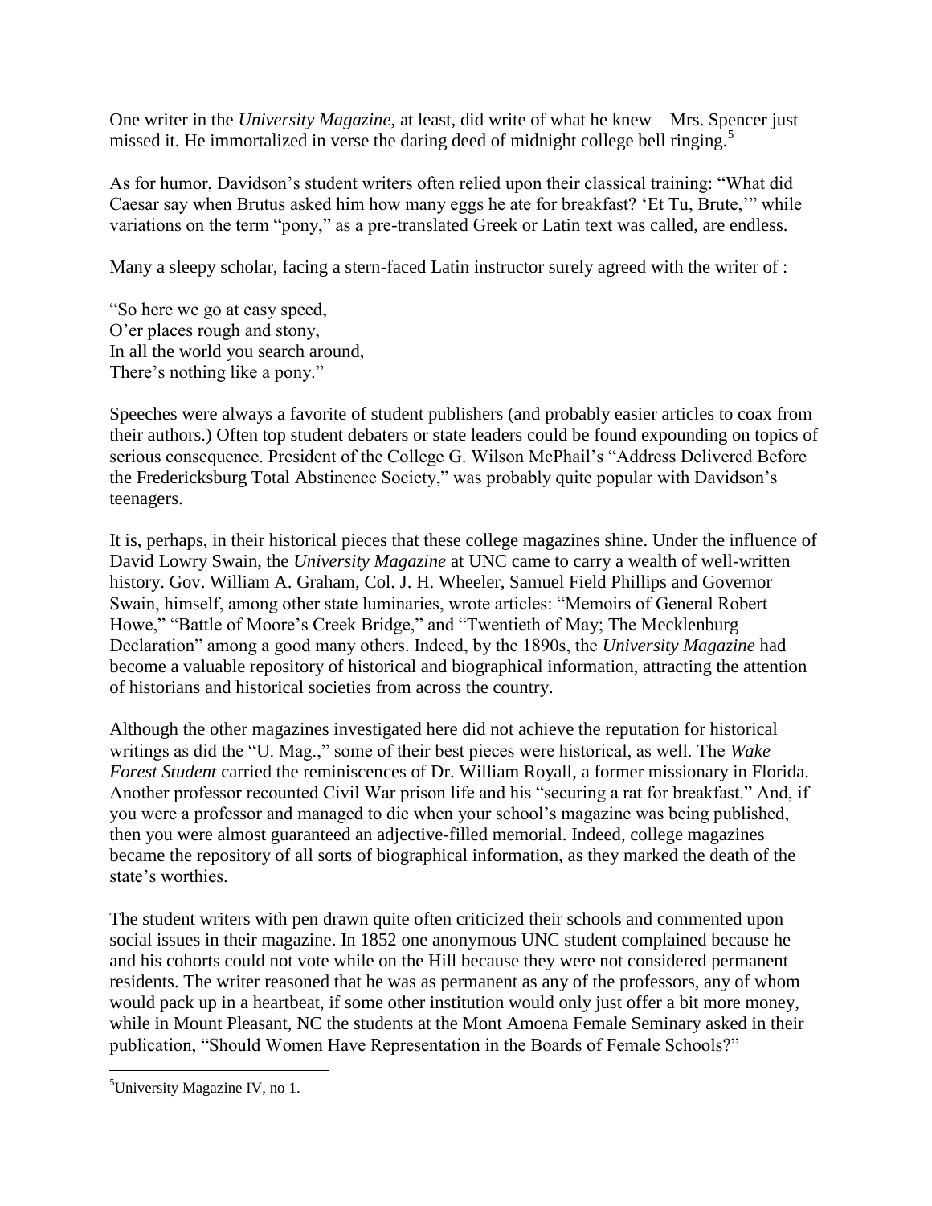One writer in the *University Magazine*, at least, did write of what he knew—Mrs. Spencer just missed it. He immortalized in verse the daring deed of midnight college bell ringing.[5]

As for humor, Davidson's student writers often relied upon their classical training: "What did Caesar say when Brutus asked him how many eggs he ate for breakfast? 'Et Tu, Brute,'" while variations on the term "pony," as a pre-translated Greek or Latin text was called, are endless.

Many a sleepy scholar, facing a stern-faced Latin instructor surely agreed with the writer of :

"So here we go at easy speed,  
O'er places rough and stony,  
In all the world you search around,  
There's nothing like a pony."

Speeches were always a favorite of student publishers (and probably easier articles to coax from their authors.) Often top student debaters or state leaders could be found expounding on topics of serious consequence. President of the College G. Wilson McPhail's "Address Delivered Before the Fredericksburg Total Abstinence Society," was probably quite popular with Davidson's teenagers.

It is, perhaps, in their historical pieces that these college magazines shine. Under the influence of David Lowry Swain, the *University Magazine* at UNC came to carry a wealth of well-written history. Gov. William A. Graham, Col. J. H. Wheeler, Samuel Field Phillips and Governor Swain, himself, among other state luminaries, wrote articles: "Memoirs of General Robert Howe," "Battle of Moore's Creek Bridge," and "Twentieth of May; The Mecklenburg Declaration" among a good many others. Indeed, by the 1890s, the *University Magazine* had become a valuable repository of historical and biographical information, attracting the attention of historians and historical societies from across the country.

Although the other magazines investigated here did not achieve the reputation for historical writings as did the "U. Mag.," some of their best pieces were historical, as well. The *Wake Forest Student* carried the reminiscences of Dr. William Royall, a former missionary in Florida. Another professor recounted Civil War prison life and his "securing a rat for breakfast." And, if you were a professor and managed to die when your school's magazine was being published, then you were almost guaranteed an adjective-filled memorial. Indeed, college magazines became the repository of all sorts of biographical information, as they marked the death of the state's worthies.

The student writers with pen drawn quite often criticized their schools and commented upon social issues in their magazine. In 1852 one anonymous UNC student complained because he and his cohorts could not vote while on the Hill because they were not considered permanent residents. The writer reasoned that he was as permanent as any of the professors, any of whom would pack up in a heartbeat, if some other institution would only just offer a bit more money, while in Mount Pleasant, NC the students at the Mont Amoena Female Seminary asked in their publication, "Should Women Have Representation in the Boards of Female Schools?"

[5] University Magazine IV, no 1.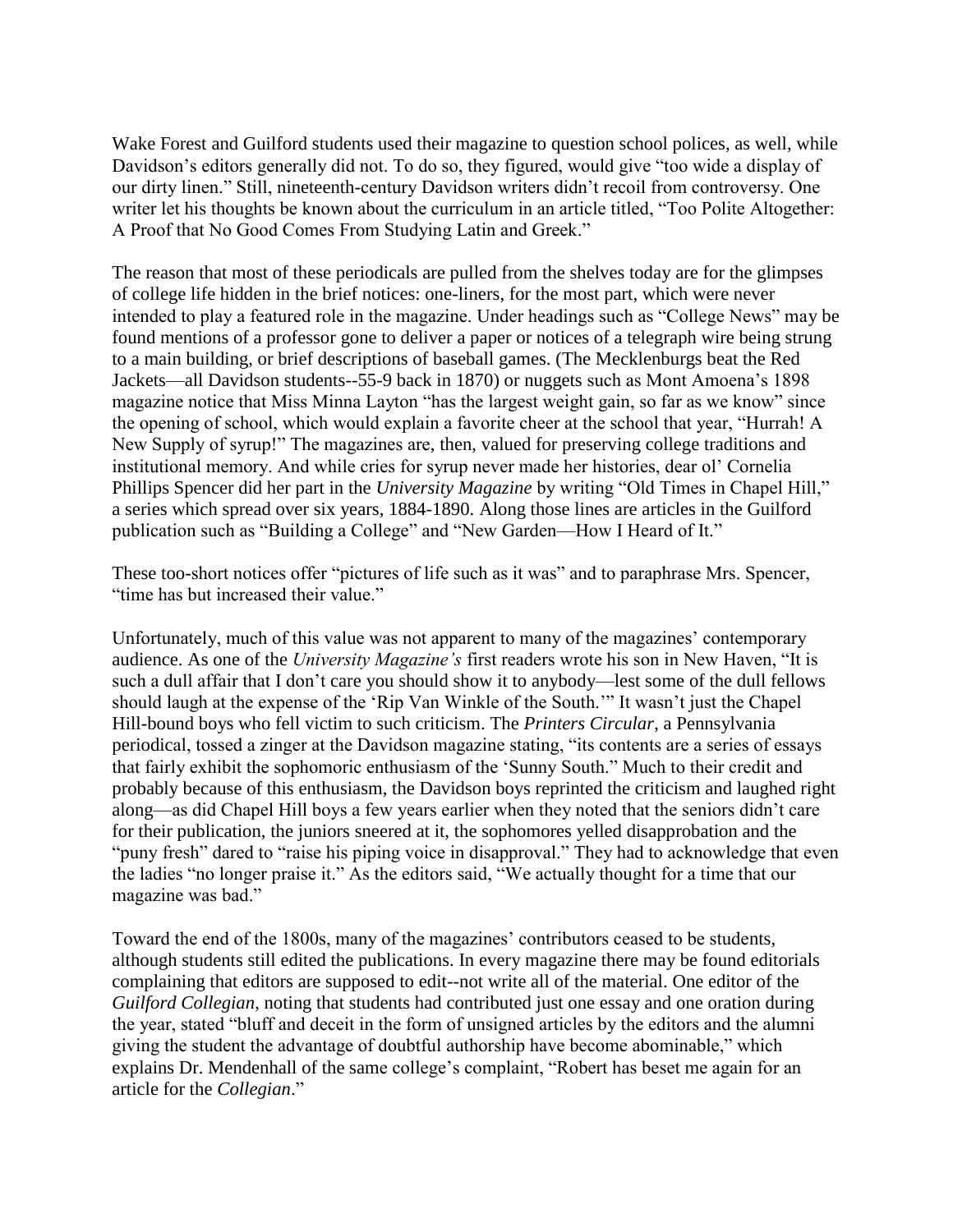Wake Forest and Guilford students used their magazine to question school polices, as well, while Davidson's editors generally did not. To do so, they figured, would give "too wide a display of our dirty linen." Still, nineteenth-century Davidson writers didn't recoil from controversy. One writer let his thoughts be known about the curriculum in an article titled, "Too Polite Altogether: A Proof that No Good Comes From Studying Latin and Greek."

The reason that most of these periodicals are pulled from the shelves today are for the glimpses of college life hidden in the brief notices: one-liners, for the most part, which were never intended to play a featured role in the magazine. Under headings such as "College News" may be found mentions of a professor gone to deliver a paper or notices of a telegraph wire being strung to a main building, or brief descriptions of baseball games. (The Mecklenburgs beat the Red Jackets—all Davidson students--55-9 back in 1870) or nuggets such as Mont Amoena's 1898 magazine notice that Miss Minna Layton "has the largest weight gain, so far as we know" since the opening of school, which would explain a favorite cheer at the school that year, "Hurrah! A New Supply of syrup!" The magazines are, then, valued for preserving college traditions and institutional memory. And while cries for syrup never made her histories, dear ol' Cornelia Phillips Spencer did her part in the *University Magazine* by writing "Old Times in Chapel Hill," a series which spread over six years, 1884-1890. Along those lines are articles in the Guilford publication such as "Building a College" and "New Garden—How I Heard of It."

These too-short notices offer "pictures of life such as it was" and to paraphrase Mrs. Spencer, "time has but increased their value."

Unfortunately, much of this value was not apparent to many of the magazines' contemporary audience. As one of the *University Magazine's* first readers wrote his son in New Haven, "It is such a dull affair that I don't care you should show it to anybody—lest some of the dull fellows should laugh at the expense of the 'Rip Van Winkle of the South.'" It wasn't just the Chapel Hill-bound boys who fell victim to such criticism. The *Printers Circular*, a Pennsylvania periodical, tossed a zinger at the Davidson magazine stating, "its contents are a series of essays that fairly exhibit the sophomoric enthusiasm of the 'Sunny South." Much to their credit and probably because of this enthusiasm, the Davidson boys reprinted the criticism and laughed right along—as did Chapel Hill boys a few years earlier when they noted that the seniors didn't care for their publication, the juniors sneered at it, the sophomores yelled disapprobation and the "puny fresh" dared to "raise his piping voice in disapproval." They had to acknowledge that even the ladies "no longer praise it." As the editors said, "We actually thought for a time that our magazine was bad."

Toward the end of the 1800s, many of the magazines' contributors ceased to be students, although students still edited the publications. In every magazine there may be found editorials complaining that editors are supposed to edit--not write all of the material. One editor of the *Guilford Collegian*, noting that students had contributed just one essay and one oration during the year, stated "bluff and deceit in the form of unsigned articles by the editors and the alumni giving the student the advantage of doubtful authorship have become abominable," which explains Dr. Mendenhall of the same college's complaint, "Robert has beset me again for an article for the *Collegian*."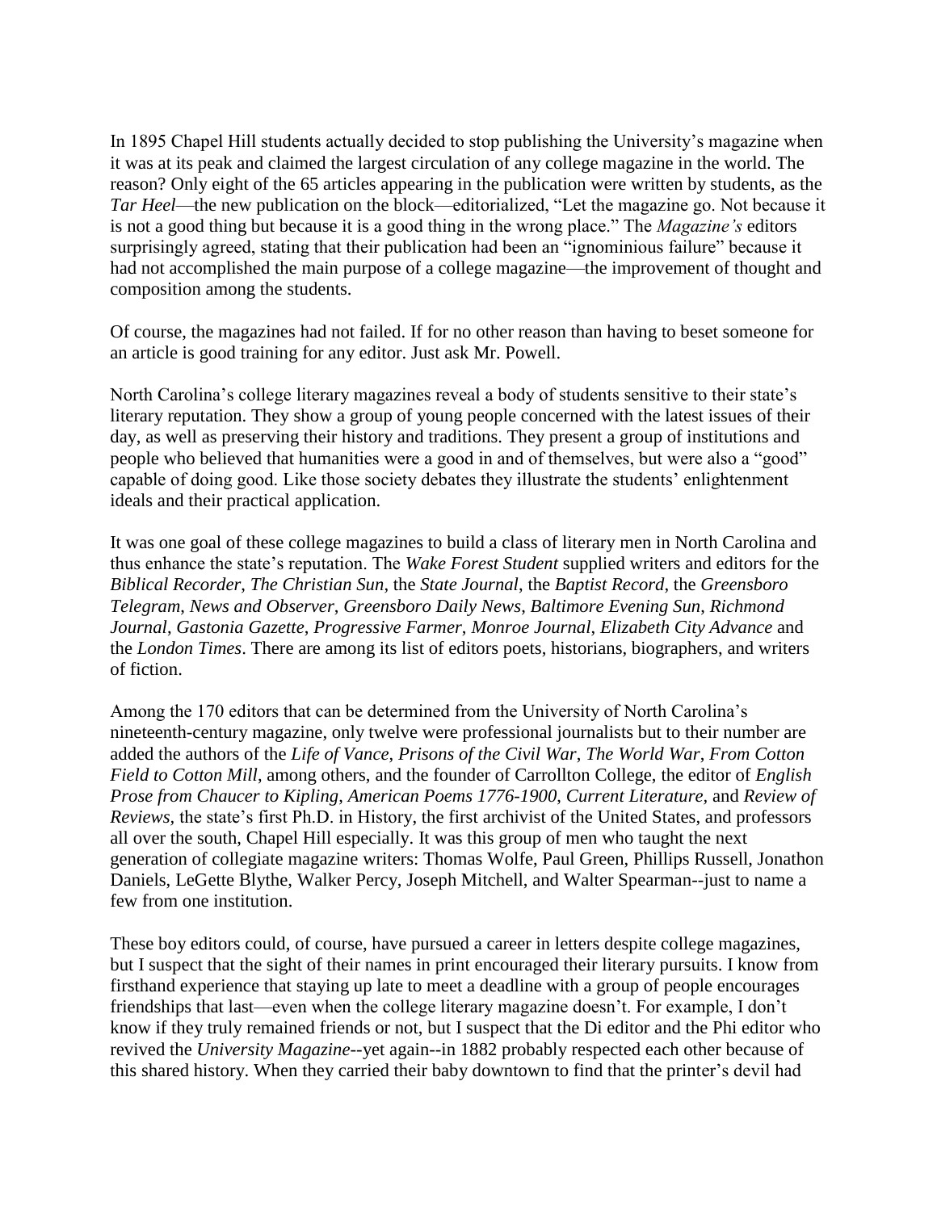In 1895 Chapel Hill students actually decided to stop publishing the University's magazine when it was at its peak and claimed the largest circulation of any college magazine in the world. The reason? Only eight of the 65 articles appearing in the publication were written by students, as the *Tar Heel*—the new publication on the block—editorialized, "Let the magazine go. Not because it is not a good thing but because it is a good thing in the wrong place." The *Magazine's* editors surprisingly agreed, stating that their publication had been an "ignominious failure" because it had not accomplished the main purpose of a college magazine—the improvement of thought and composition among the students.

Of course, the magazines had not failed. If for no other reason than having to beset someone for an article is good training for any editor. Just ask Mr. Powell.

North Carolina's college literary magazines reveal a body of students sensitive to their state's literary reputation. They show a group of young people concerned with the latest issues of their day, as well as preserving their history and traditions. They present a group of institutions and people who believed that humanities were a good in and of themselves, but were also a "good" capable of doing good. Like those society debates they illustrate the students' enlightenment ideals and their practical application.

It was one goal of these college magazines to build a class of literary men in North Carolina and thus enhance the state's reputation. The *Wake Forest Student* supplied writers and editors for the *Biblical Recorder*, *The Christian Sun*, the *State Journal*, the *Baptist Record*, the *Greensboro Telegram*, *News and Observer*, *Greensboro Daily News*, *Baltimore Evening Sun*, *Richmond Journal*, *Gastonia Gazette*, *Progressive Farmer*, *Monroe Journal*, *Elizabeth City Advance* and the *London Times*. There are among its list of editors poets, historians, biographers, and writers of fiction.

Among the 170 editors that can be determined from the University of North Carolina's nineteenth-century magazine, only twelve were professional journalists but to their number are added the authors of the *Life of Vance*, *Prisons of the Civil War*, *The World War*, *From Cotton Field to Cotton Mill*, among others, and the founder of Carrollton College, the editor of *English Prose from Chaucer to Kipling*, *American Poems 1776-1900*, *Current Literature*, and *Review of Reviews,* the state's first Ph.D. in History, the first archivist of the United States, and professors all over the south, Chapel Hill especially. It was this group of men who taught the next generation of collegiate magazine writers: Thomas Wolfe, Paul Green, Phillips Russell, Jonathon Daniels, LeGette Blythe, Walker Percy, Joseph Mitchell, and Walter Spearman--just to name a few from one institution.

These boy editors could, of course, have pursued a career in letters despite college magazines, but I suspect that the sight of their names in print encouraged their literary pursuits. I know from firsthand experience that staying up late to meet a deadline with a group of people encourages friendships that last—even when the college literary magazine doesn't. For example, I don't know if they truly remained friends or not, but I suspect that the Di editor and the Phi editor who revived the *University Magazine*--yet again--in 1882 probably respected each other because of this shared history. When they carried their baby downtown to find that the printer's devil had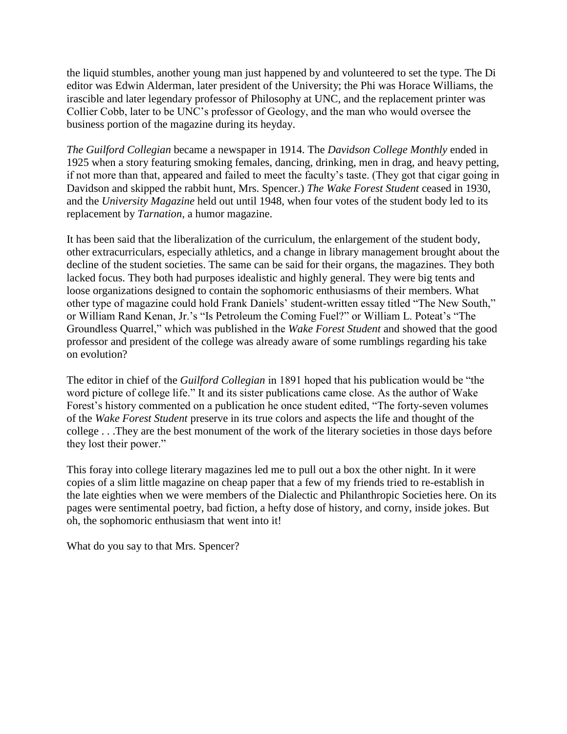the liquid stumbles, another young man just happened by and volunteered to set the type. The Di editor was Edwin Alderman, later president of the University; the Phi was Horace Williams, the irascible and later legendary professor of Philosophy at UNC, and the replacement printer was Collier Cobb, later to be UNC's professor of Geology, and the man who would oversee the business portion of the magazine during its heyday.

*The Guilford Collegian* became a newspaper in 1914. The *Davidson College Monthly* ended in 1925 when a story featuring smoking females, dancing, drinking, men in drag, and heavy petting, if not more than that, appeared and failed to meet the faculty's taste. (They got that cigar going in Davidson and skipped the rabbit hunt, Mrs. Spencer.) *The Wake Forest Student* ceased in 1930, and the *University Magazine* held out until 1948, when four votes of the student body led to its replacement by *Tarnation*, a humor magazine.

It has been said that the liberalization of the curriculum, the enlargement of the student body, other extracurriculars, especially athletics, and a change in library management brought about the decline of the student societies. The same can be said for their organs, the magazines. They both lacked focus. They both had purposes idealistic and highly general. They were big tents and loose organizations designed to contain the sophomoric enthusiasms of their members. What other type of magazine could hold Frank Daniels' student-written essay titled "The New South," or William Rand Kenan, Jr.'s "Is Petroleum the Coming Fuel?" or William L. Poteat's "The Groundless Quarrel," which was published in the *Wake Forest Student* and showed that the good professor and president of the college was already aware of some rumblings regarding his take on evolution?

The editor in chief of the *Guilford Collegian* in 1891 hoped that his publication would be "the word picture of college life." It and its sister publications came close. As the author of Wake Forest's history commented on a publication he once student edited, "The forty-seven volumes of the *Wake Forest Student* preserve in its true colors and aspects the life and thought of the college . . .They are the best monument of the work of the literary societies in those days before they lost their power."

This foray into college literary magazines led me to pull out a box the other night. In it were copies of a slim little magazine on cheap paper that a few of my friends tried to re-establish in the late eighties when we were members of the Dialectic and Philanthropic Societies here. On its pages were sentimental poetry, bad fiction, a hefty dose of history, and corny, inside jokes. But oh, the sophomoric enthusiasm that went into it!

What do you say to that Mrs. Spencer?